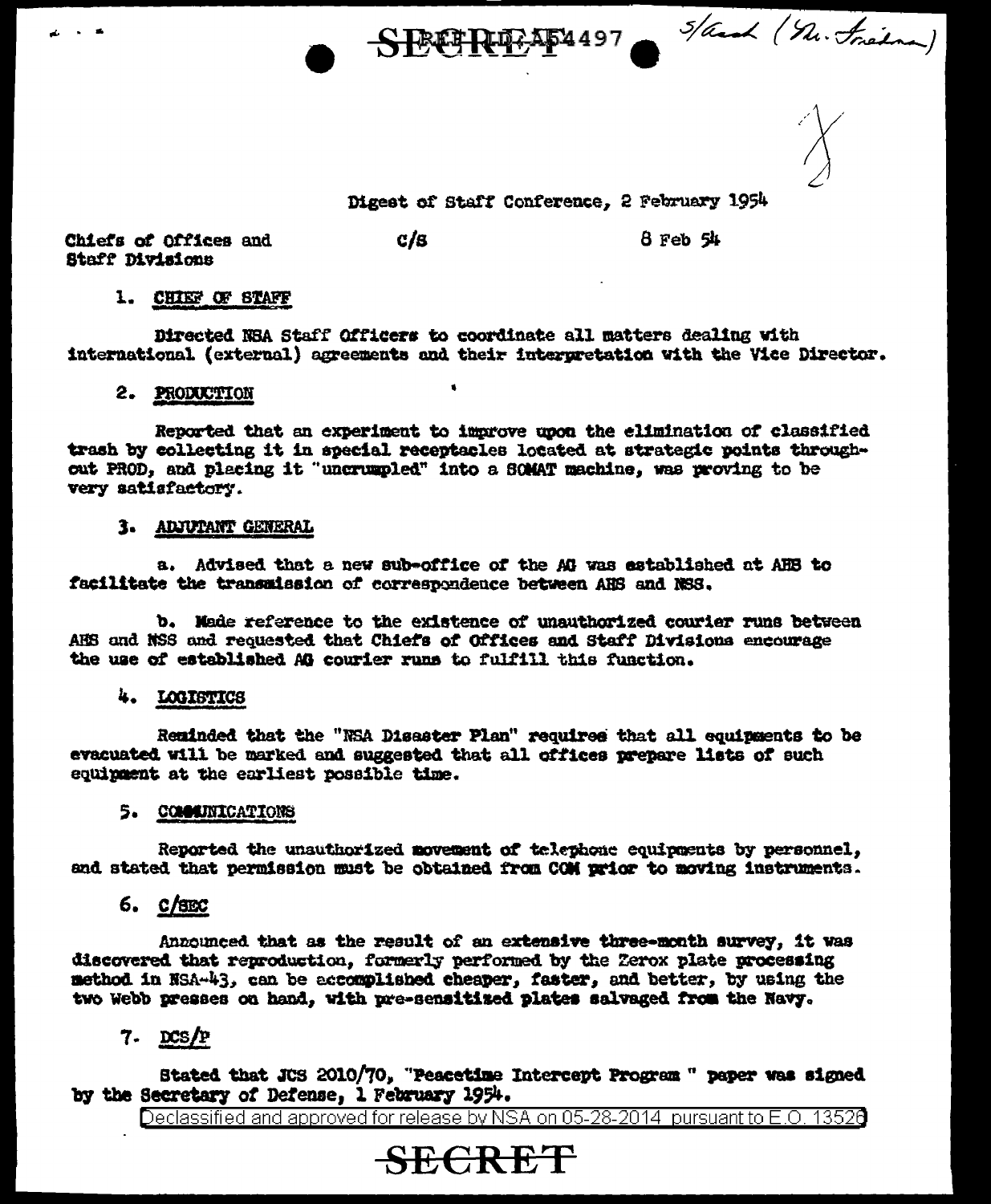SECRET REF ID:A54497 S/asst (Mr. Friedman)

Digest of Staff Conference, 2 February 1954

Chiefs of Offices and Staff Divisions  C/S  8 Feb 54

1. CHIEF OF STAFF

Directed NSA Staff Officers to coordinate all matters dealing with international (external) agreements and their interpretation with the Vice Director.

2. PRODUCTION

Reported that an experiment to improve upon the elimination of classified trash by collecting it in special receptacles located at strategic points throughout PROD, and placing it "uncrumpled" into a SOMAT machine, was proving to be very satisfactory.

3. ADJUTANT GENERAL

a. Advised that a new sub-office of the AG was established at AHS to facilitate the transmission of correspondence between AHS and NSS.

b. Made reference to the existence of unauthorized courier runs between AHS and NSS and requested that Chiefs of Offices and Staff Divisions encourage the use of established AG courier runs to fulfill this function.

4. LOGISTICS

Reminded that the "NSA Disaster Plan" requires that all equipments to be evacuated will be marked and suggested that all offices prepare lists of such equipment at the earliest possible time.

5. COMMUNICATIONS

Reported the unauthorized movement of telephone equipments by personnel, and stated that permission must be obtained from COM prior to moving instruments.

6. C/SEC

Announced that as the result of an extensive three-month survey, it was discovered that reproduction, formerly performed by the Zerox plate processing method in NSA-43, can be accomplished cheaper, faster, and better, by using the two Webb presses on hand, with pre-sensitized plates salvaged from the Navy.

7. DCS/P

Stated that JCS 2010/70, "Peacetime Intercept Program " paper was signed by the Secretary of Defense, 1 February 1954.

Declassified and approved for release by NSA on 05-28-2014 pursuant to E.O. 13526

SECRET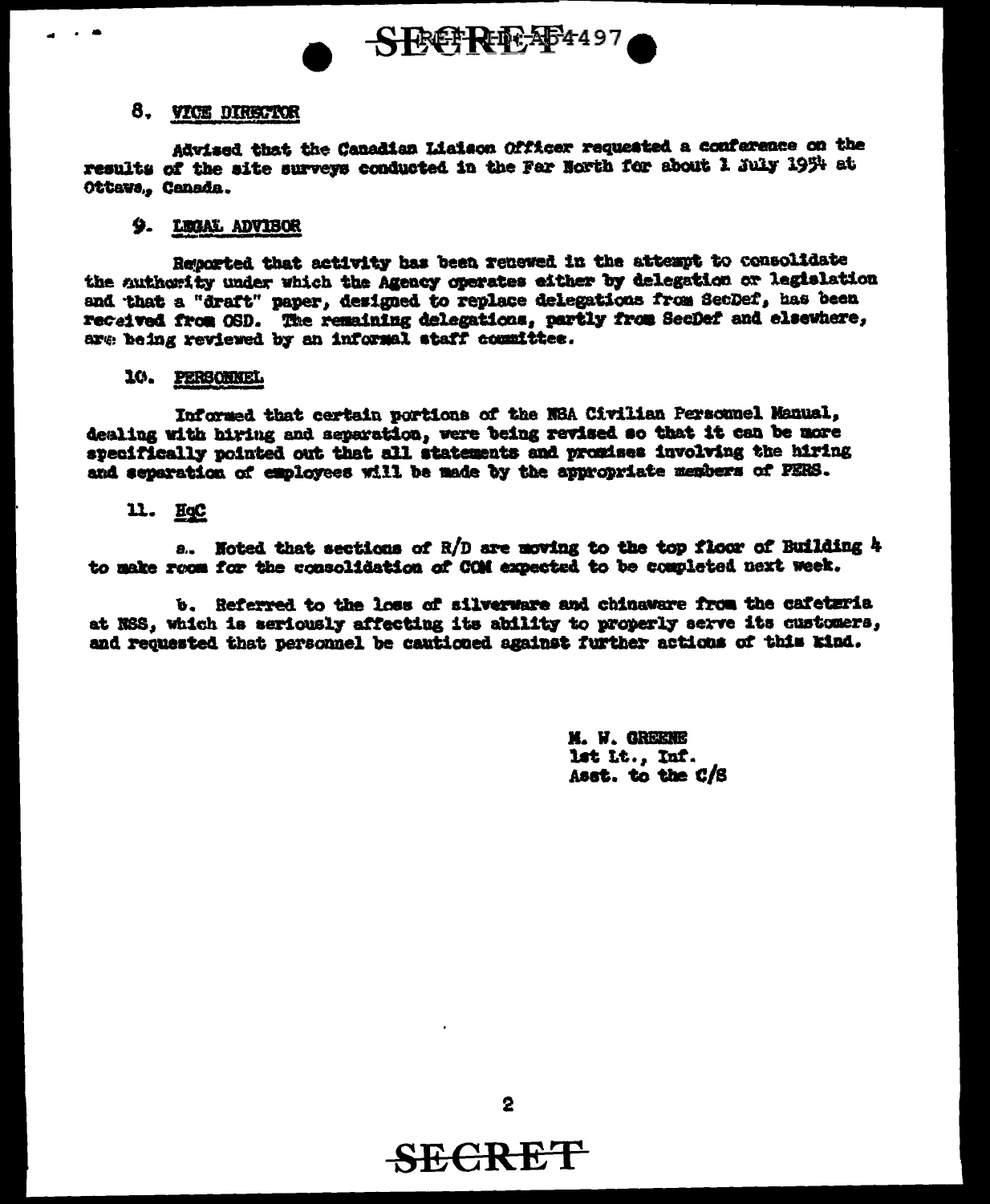SECRET REF ID:A54497

8. VICE DIRECTOR

Advised that the Canadian Liaison Officer requested a conference on the results of the site surveys conducted in the Far North for about 1 July 1954 at Ottawa, Canada.

9. LEGAL ADVISOR

Reported that activity has been renewed in the attempt to consolidate the authority under which the Agency operates either by delegation or legislation and that a "draft" paper, designed to replace delegations from SecDef, has been received from OSD. The remaining delegations, partly from SecDef and elsewhere, are being reviewed by an informal staff committee.

10. PERSONNEL

Informed that certain portions of the NSA Civilian Personnel Manual, dealing with hiring and separation, were being revised so that it can be more specifically pointed out that all statements and promises involving the hiring and separation of employees will be made by the appropriate members of PERS.

11. HqC

a. Noted that sections of R/D are moving to the top floor of Building 4 to make room for the consolidation of COM expected to be completed next week.

b. Referred to the loss of silverware and chinaware from the cafeteria at NSS, which is seriously affecting its ability to properly serve its customers, and requested that personnel be cautioned against further actions of this kind.

M. W. GREENE
1st Lt., Inf.
Asst. to the C/S

SECRET